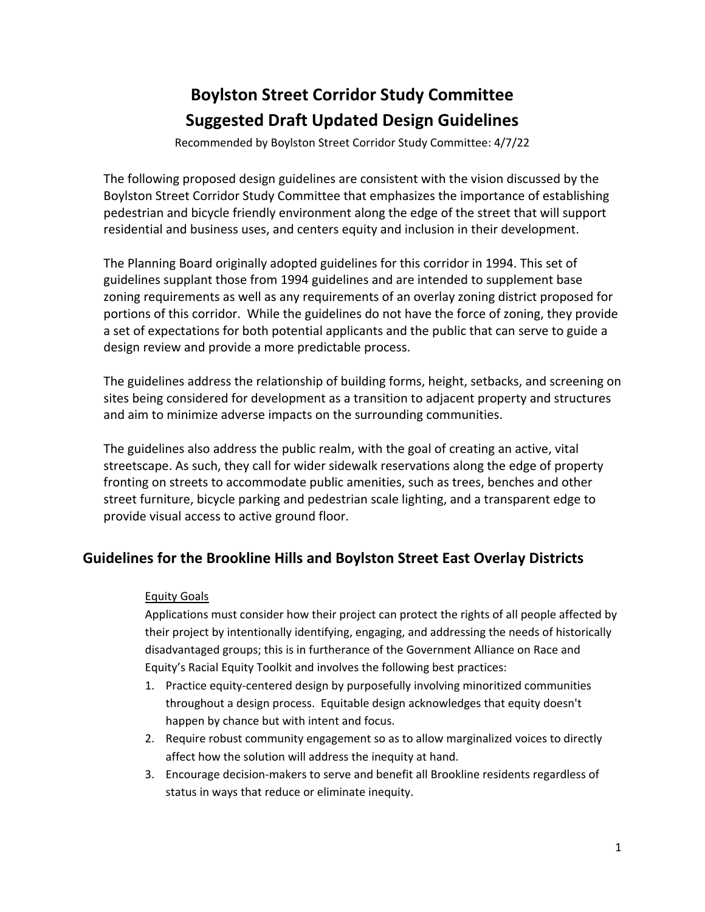# Boylston Street Corridor Study Committee
# Suggested Draft Updated Design Guidelines

Recommended by Boylston Street Corridor Study Committee: 4/7/22

The following proposed design guidelines are consistent with the vision discussed by the Boylston Street Corridor Study Committee that emphasizes the importance of establishing pedestrian and bicycle friendly environment along the edge of the street that will support residential and business uses, and centers equity and inclusion in their development.

The Planning Board originally adopted guidelines for this corridor in 1994. This set of guidelines supplant those from 1994 guidelines and are intended to supplement base zoning requirements as well as any requirements of an overlay zoning district proposed for portions of this corridor. While the guidelines do not have the force of zoning, they provide a set of expectations for both potential applicants and the public that can serve to guide a design review and provide a more predictable process.

The guidelines address the relationship of building forms, height, setbacks, and screening on sites being considered for development as a transition to adjacent property and structures and aim to minimize adverse impacts on the surrounding communities.

The guidelines also address the public realm, with the goal of creating an active, vital streetscape. As such, they call for wider sidewalk reservations along the edge of property fronting on streets to accommodate public amenities, such as trees, benches and other street furniture, bicycle parking and pedestrian scale lighting, and a transparent edge to provide visual access to active ground floor.

## Guidelines for the Brookline Hills and Boylston Street East Overlay Districts

<u>Equity Goals</u>

Applications must consider how their project can protect the rights of all people affected by their project by intentionally identifying, engaging, and addressing the needs of historically disadvantaged groups; this is in furtherance of the Government Alliance on Race and Equity's Racial Equity Toolkit and involves the following best practices:

1. Practice equity-centered design by purposefully involving minoritized communities throughout a design process. Equitable design acknowledges that equity doesn't happen by chance but with intent and focus.
2. Require robust community engagement so as to allow marginalized voices to directly affect how the solution will address the inequity at hand.
3. Encourage decision-makers to serve and benefit all Brookline residents regardless of status in ways that reduce or eliminate inequity.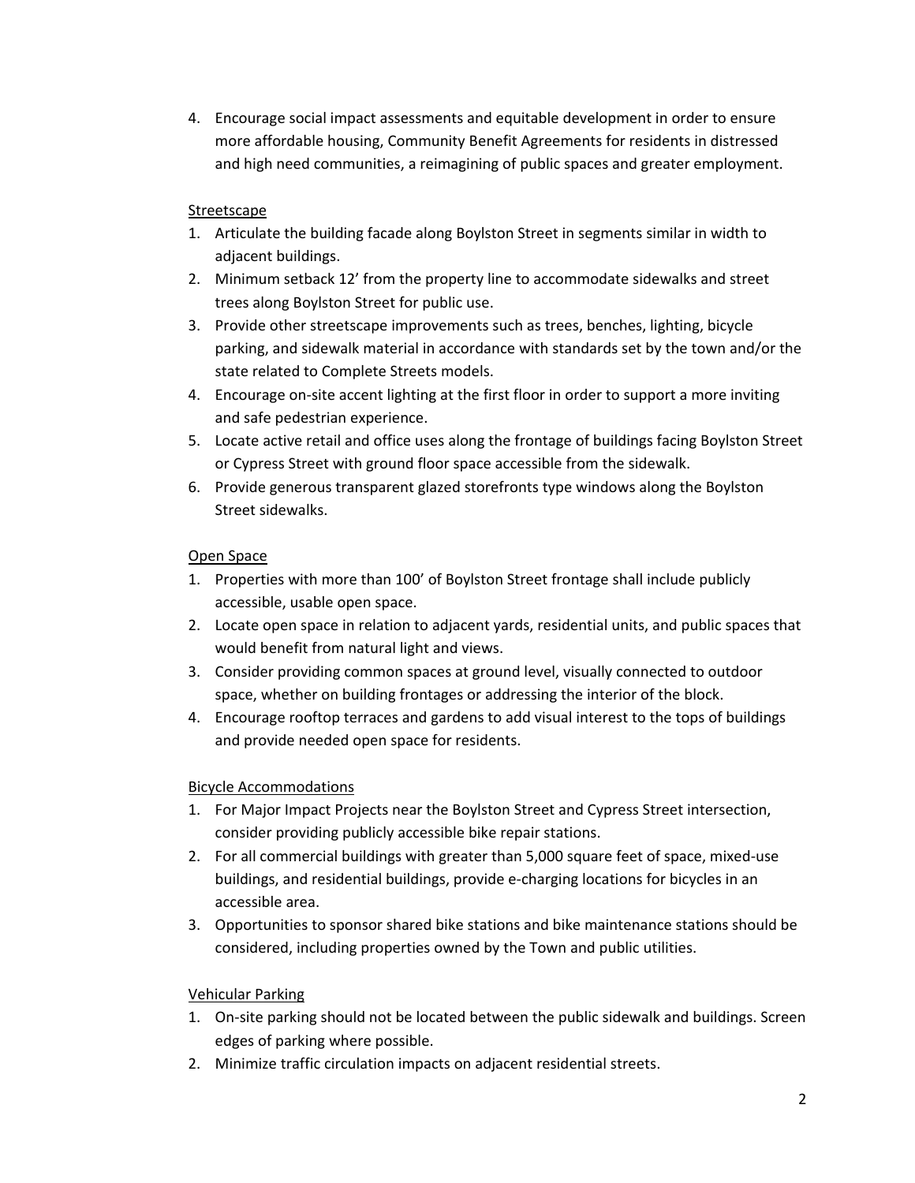4. Encourage social impact assessments and equitable development in order to ensure more affordable housing, Community Benefit Agreements for residents in distressed and high need communities, a reimagining of public spaces and greater employment.

<u>Streetscape</u>

1. Articulate the building facade along Boylston Street in segments similar in width to adjacent buildings.
2. Minimum setback 12' from the property line to accommodate sidewalks and street trees along Boylston Street for public use.
3. Provide other streetscape improvements such as trees, benches, lighting, bicycle parking, and sidewalk material in accordance with standards set by the town and/or the state related to Complete Streets models.
4. Encourage on-site accent lighting at the first floor in order to support a more inviting and safe pedestrian experience.
5. Locate active retail and office uses along the frontage of buildings facing Boylston Street or Cypress Street with ground floor space accessible from the sidewalk.
6. Provide generous transparent glazed storefronts type windows along the Boylston Street sidewalks.

<u>Open Space</u>

1. Properties with more than 100' of Boylston Street frontage shall include publicly accessible, usable open space.
2. Locate open space in relation to adjacent yards, residential units, and public spaces that would benefit from natural light and views.
3. Consider providing common spaces at ground level, visually connected to outdoor space, whether on building frontages or addressing the interior of the block.
4. Encourage rooftop terraces and gardens to add visual interest to the tops of buildings and provide needed open space for residents.

<u>Bicycle Accommodations</u>

1. For Major Impact Projects near the Boylston Street and Cypress Street intersection, consider providing publicly accessible bike repair stations.
2. For all commercial buildings with greater than 5,000 square feet of space, mixed-use buildings, and residential buildings, provide e-charging locations for bicycles in an accessible area.
3. Opportunities to sponsor shared bike stations and bike maintenance stations should be considered, including properties owned by the Town and public utilities.

<u>Vehicular Parking</u>

1. On-site parking should not be located between the public sidewalk and buildings. Screen edges of parking where possible.
2. Minimize traffic circulation impacts on adjacent residential streets.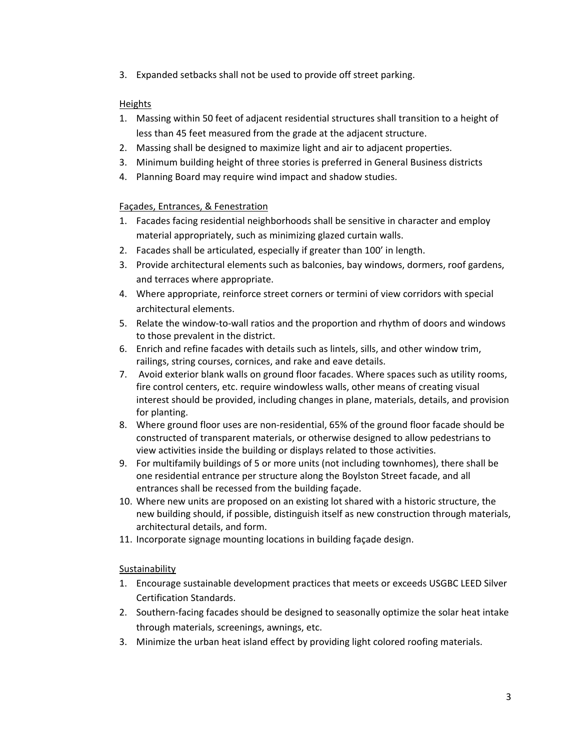3. Expanded setbacks shall not be used to provide off street parking.

Heights

1. Massing within 50 feet of adjacent residential structures shall transition to a height of less than 45 feet measured from the grade at the adjacent structure.
2. Massing shall be designed to maximize light and air to adjacent properties.
3. Minimum building height of three stories is preferred in General Business districts
4. Planning Board may require wind impact and shadow studies.

Façades, Entrances, & Fenestration

1. Facades facing residential neighborhoods shall be sensitive in character and employ material appropriately, such as minimizing glazed curtain walls.
2. Facades shall be articulated, especially if greater than 100' in length.
3. Provide architectural elements such as balconies, bay windows, dormers, roof gardens, and terraces where appropriate.
4. Where appropriate, reinforce street corners or termini of view corridors with special architectural elements.
5. Relate the window-to-wall ratios and the proportion and rhythm of doors and windows to those prevalent in the district.
6. Enrich and refine facades with details such as lintels, sills, and other window trim, railings, string courses, cornices, and rake and eave details.
7. Avoid exterior blank walls on ground floor facades. Where spaces such as utility rooms, fire control centers, etc. require windowless walls, other means of creating visual interest should be provided, including changes in plane, materials, details, and provision for planting.
8. Where ground floor uses are non-residential, 65% of the ground floor facade should be constructed of transparent materials, or otherwise designed to allow pedestrians to view activities inside the building or displays related to those activities.
9. For multifamily buildings of 5 or more units (not including townhomes), there shall be one residential entrance per structure along the Boylston Street facade, and all entrances shall be recessed from the building façade.
10. Where new units are proposed on an existing lot shared with a historic structure, the new building should, if possible, distinguish itself as new construction through materials, architectural details, and form.
11. Incorporate signage mounting locations in building façade design.

Sustainability

1. Encourage sustainable development practices that meets or exceeds USGBC LEED Silver Certification Standards.
2. Southern-facing facades should be designed to seasonally optimize the solar heat intake through materials, screenings, awnings, etc.
3. Minimize the urban heat island effect by providing light colored roofing materials.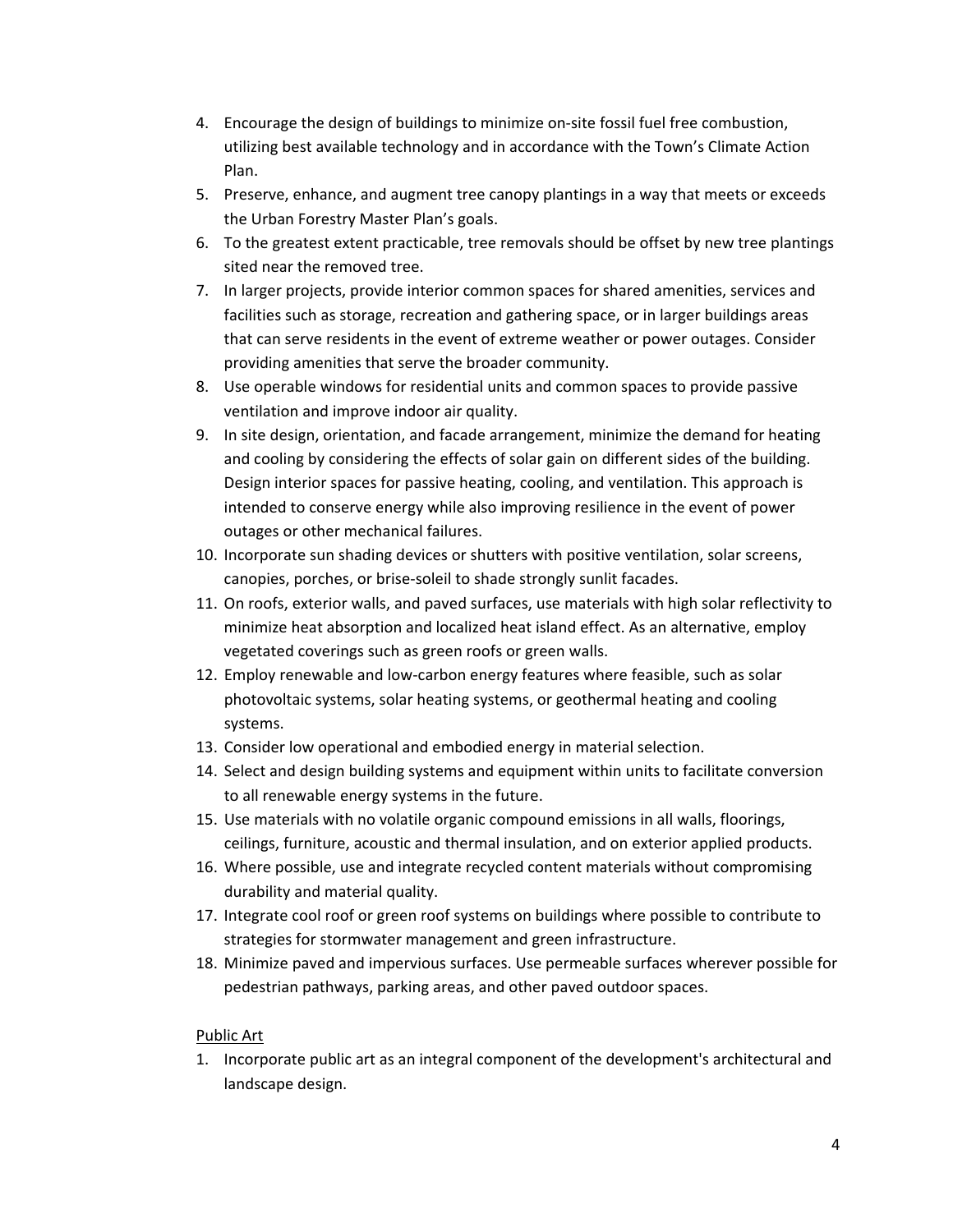4. Encourage the design of buildings to minimize on-site fossil fuel free combustion, utilizing best available technology and in accordance with the Town's Climate Action Plan.
5. Preserve, enhance, and augment tree canopy plantings in a way that meets or exceeds the Urban Forestry Master Plan's goals.
6. To the greatest extent practicable, tree removals should be offset by new tree plantings sited near the removed tree.
7. In larger projects, provide interior common spaces for shared amenities, services and facilities such as storage, recreation and gathering space, or in larger buildings areas that can serve residents in the event of extreme weather or power outages. Consider providing amenities that serve the broader community.
8. Use operable windows for residential units and common spaces to provide passive ventilation and improve indoor air quality.
9. In site design, orientation, and facade arrangement, minimize the demand for heating and cooling by considering the effects of solar gain on different sides of the building. Design interior spaces for passive heating, cooling, and ventilation. This approach is intended to conserve energy while also improving resilience in the event of power outages or other mechanical failures.
10. Incorporate sun shading devices or shutters with positive ventilation, solar screens, canopies, porches, or brise-soleil to shade strongly sunlit facades.
11. On roofs, exterior walls, and paved surfaces, use materials with high solar reflectivity to minimize heat absorption and localized heat island effect. As an alternative, employ vegetated coverings such as green roofs or green walls.
12. Employ renewable and low-carbon energy features where feasible, such as solar photovoltaic systems, solar heating systems, or geothermal heating and cooling systems.
13. Consider low operational and embodied energy in material selection.
14. Select and design building systems and equipment within units to facilitate conversion to all renewable energy systems in the future.
15. Use materials with no volatile organic compound emissions in all walls, floorings, ceilings, furniture, acoustic and thermal insulation, and on exterior applied products.
16. Where possible, use and integrate recycled content materials without compromising durability and material quality.
17. Integrate cool roof or green roof systems on buildings where possible to contribute to strategies for stormwater management and green infrastructure.
18. Minimize paved and impervious surfaces. Use permeable surfaces wherever possible for pedestrian pathways, parking areas, and other paved outdoor spaces.

<u>Public Art</u>

1. Incorporate public art as an integral component of the development's architectural and landscape design.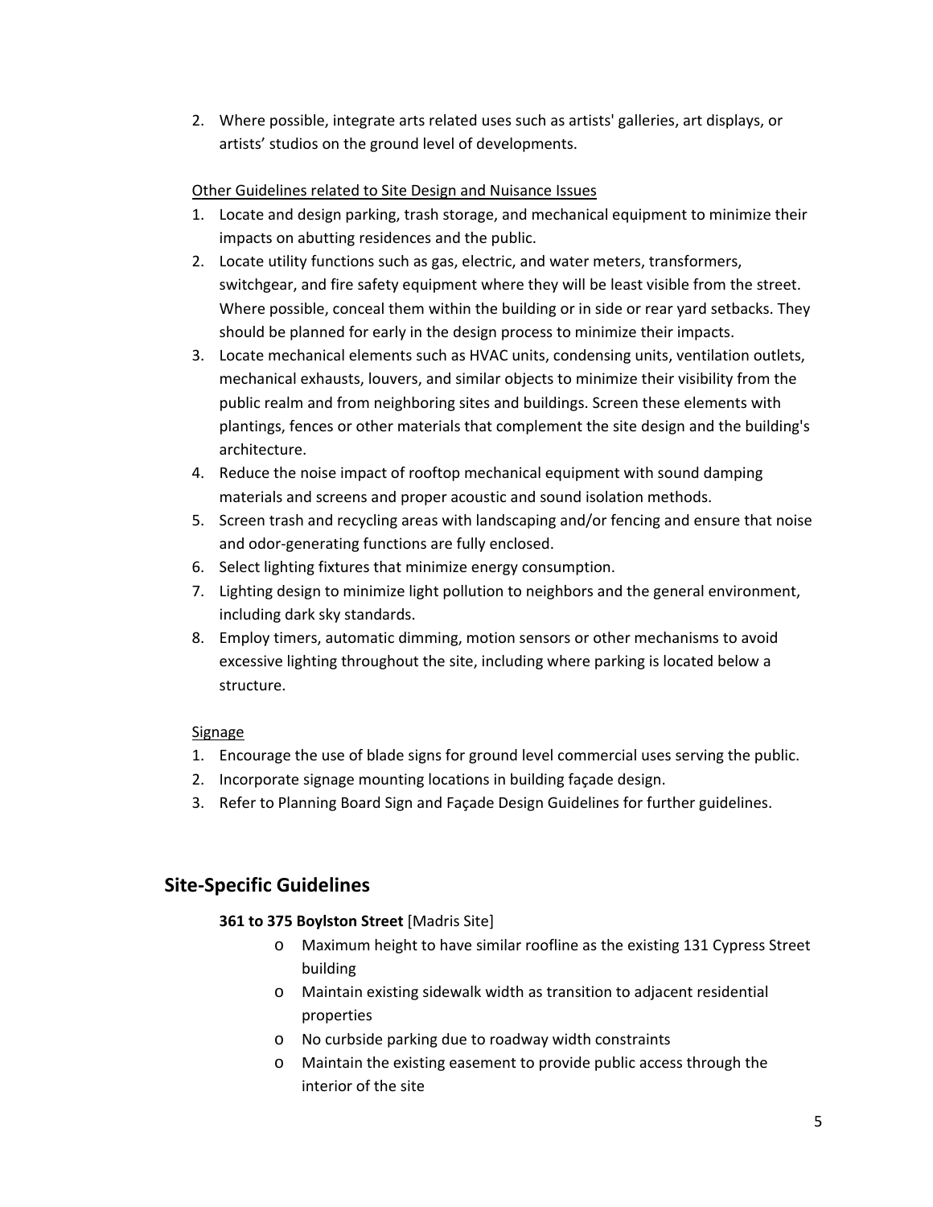2. Where possible, integrate arts related uses such as artists' galleries, art displays, or artists' studios on the ground level of developments.

Other Guidelines related to Site Design and Nuisance Issues

1. Locate and design parking, trash storage, and mechanical equipment to minimize their impacts on abutting residences and the public.
2. Locate utility functions such as gas, electric, and water meters, transformers, switchgear, and fire safety equipment where they will be least visible from the street. Where possible, conceal them within the building or in side or rear yard setbacks. They should be planned for early in the design process to minimize their impacts.
3. Locate mechanical elements such as HVAC units, condensing units, ventilation outlets, mechanical exhausts, louvers, and similar objects to minimize their visibility from the public realm and from neighboring sites and buildings. Screen these elements with plantings, fences or other materials that complement the site design and the building's architecture.
4. Reduce the noise impact of rooftop mechanical equipment with sound damping materials and screens and proper acoustic and sound isolation methods.
5. Screen trash and recycling areas with landscaping and/or fencing and ensure that noise and odor-generating functions are fully enclosed.
6. Select lighting fixtures that minimize energy consumption.
7. Lighting design to minimize light pollution to neighbors and the general environment, including dark sky standards.
8. Employ timers, automatic dimming, motion sensors or other mechanisms to avoid excessive lighting throughout the site, including where parking is located below a structure.

Signage

1. Encourage the use of blade signs for ground level commercial uses serving the public.
2. Incorporate signage mounting locations in building façade design.
3. Refer to Planning Board Sign and Façade Design Guidelines for further guidelines.

## Site-Specific Guidelines

**361 to 375 Boylston Street** [Madris Site]

- Maximum height to have similar roofline as the existing 131 Cypress Street building
- Maintain existing sidewalk width as transition to adjacent residential properties
- No curbside parking due to roadway width constraints
- Maintain the existing easement to provide public access through the interior of the site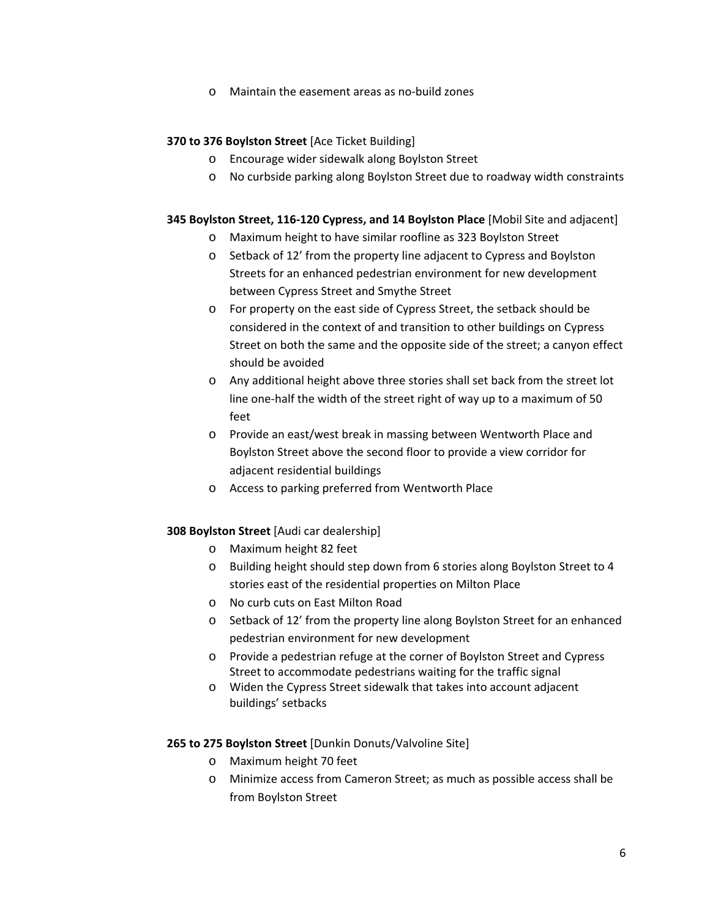- Maintain the easement areas as no-build zones

**370 to 376 Boylston Street** [Ace Ticket Building]

- Encourage wider sidewalk along Boylston Street
- No curbside parking along Boylston Street due to roadway width constraints

**345 Boylston Street, 116-120 Cypress, and 14 Boylston Place** [Mobil Site and adjacent]

- Maximum height to have similar roofline as 323 Boylston Street
- Setback of 12' from the property line adjacent to Cypress and Boylston Streets for an enhanced pedestrian environment for new development between Cypress Street and Smythe Street
- For property on the east side of Cypress Street, the setback should be considered in the context of and transition to other buildings on Cypress Street on both the same and the opposite side of the street; a canyon effect should be avoided
- Any additional height above three stories shall set back from the street lot line one-half the width of the street right of way up to a maximum of 50 feet
- Provide an east/west break in massing between Wentworth Place and Boylston Street above the second floor to provide a view corridor for adjacent residential buildings
- Access to parking preferred from Wentworth Place

**308 Boylston Street** [Audi car dealership]

- Maximum height 82 feet
- Building height should step down from 6 stories along Boylston Street to 4 stories east of the residential properties on Milton Place
- No curb cuts on East Milton Road
- Setback of 12' from the property line along Boylston Street for an enhanced pedestrian environment for new development
- Provide a pedestrian refuge at the corner of Boylston Street and Cypress Street to accommodate pedestrians waiting for the traffic signal
- Widen the Cypress Street sidewalk that takes into account adjacent buildings' setbacks

**265 to 275 Boylston Street** [Dunkin Donuts/Valvoline Site]

- Maximum height 70 feet
- Minimize access from Cameron Street; as much as possible access shall be from Boylston Street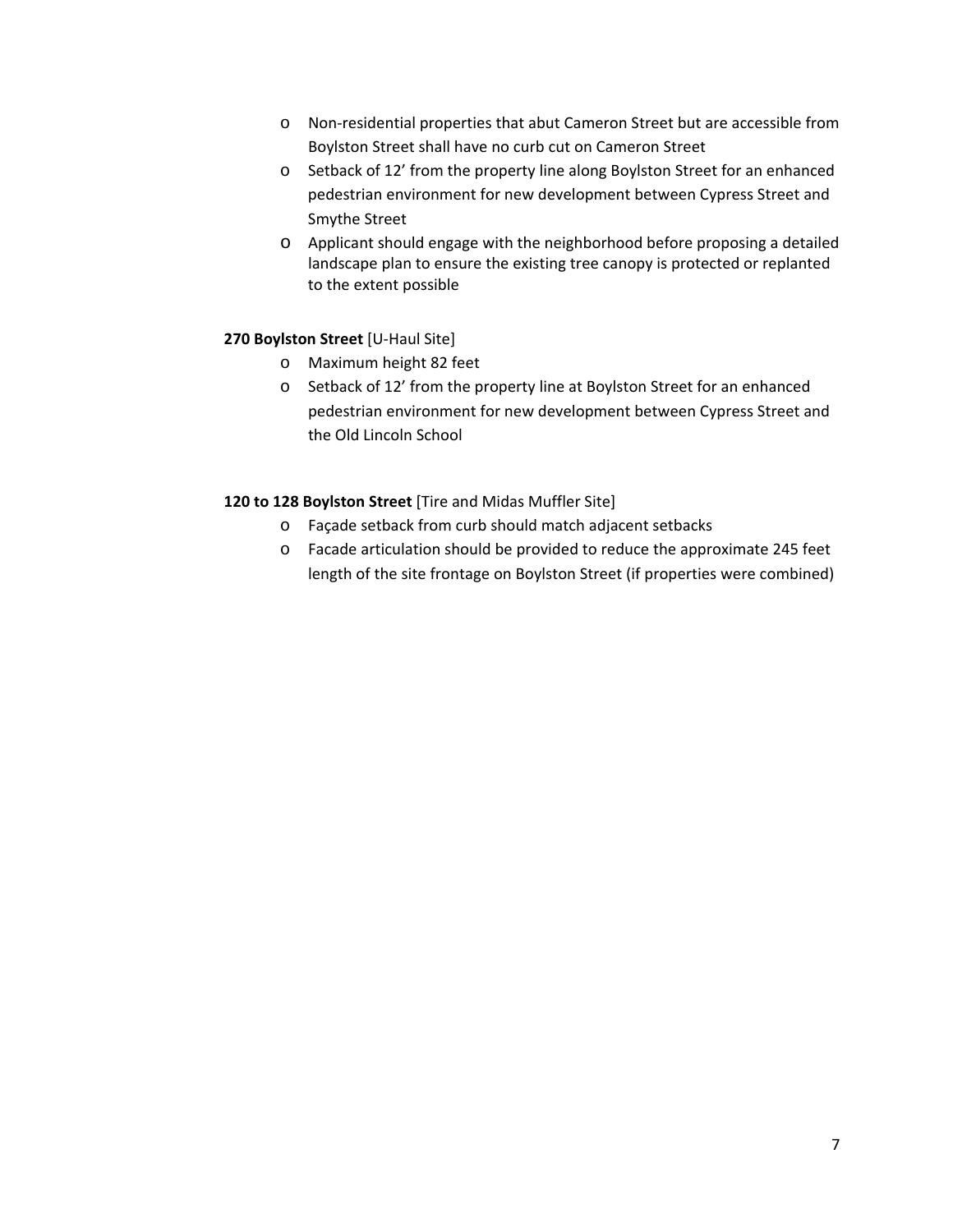- Non-residential properties that abut Cameron Street but are accessible from Boylston Street shall have no curb cut on Cameron Street
- Setback of 12’ from the property line along Boylston Street for an enhanced pedestrian environment for new development between Cypress Street and Smythe Street
- Applicant should engage with the neighborhood before proposing a detailed landscape plan to ensure the existing tree canopy is protected or replanted to the extent possible

**270 Boylston Street** [U-Haul Site]

- Maximum height 82 feet
- Setback of 12’ from the property line at Boylston Street for an enhanced pedestrian environment for new development between Cypress Street and the Old Lincoln School

**120 to 128 Boylston Street** [Tire and Midas Muffler Site]

- Façade setback from curb should match adjacent setbacks
- Facade articulation should be provided to reduce the approximate 245 feet length of the site frontage on Boylston Street (if properties were combined)